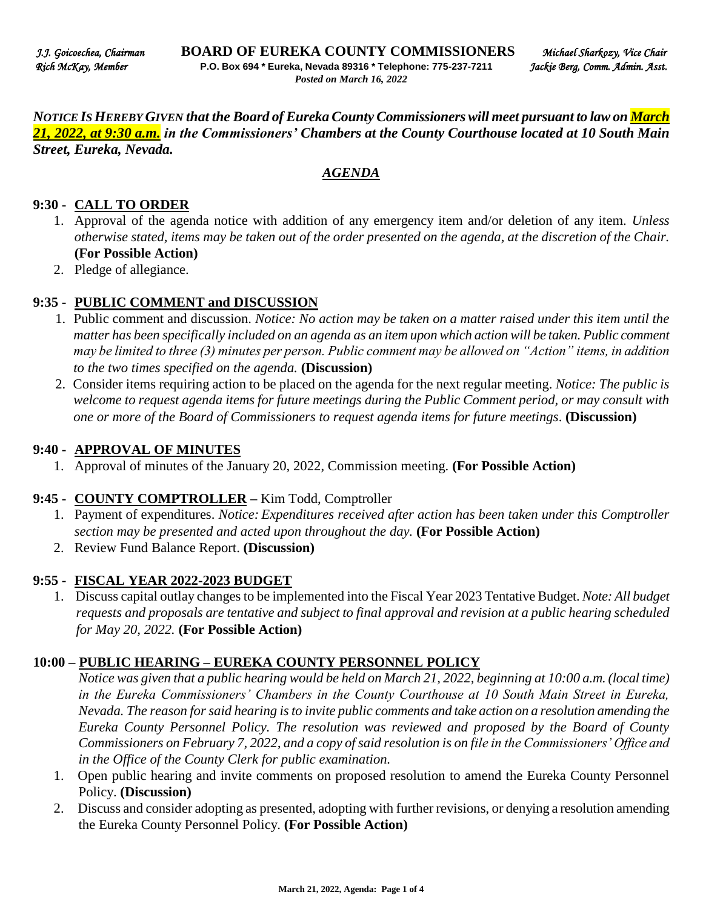*J.J. Goicoechea, Chairman* **BOARD OF EUREKA COUNTY COMMISSIONERS** *Michael Sharkozy, Vice Chair*
*Rich McKay, Member* **P.O. Box 694 * Eureka, Nevada 89316 * Telephone: 775-237-7211** *Jackie Berg, Comm. Admin. Asst.*
*Posted on March 16, 2022*

***NOTICE IS HEREBY GIVEN that the Board of Eureka County Commissioners will meet pursuant to law on March 21, 2022, at 9:30 a.m. in the Commissioners' Chambers at the County Courthouse located at 10 South Main Street, Eureka, Nevada.***

## *AGENDA*

### 9:30 - CALL TO ORDER

1. Approval of the agenda notice with addition of any emergency item and/or deletion of any item. *Unless otherwise stated, items may be taken out of the order presented on the agenda, at the discretion of the Chair.* **(For Possible Action)**
2. Pledge of allegiance.

### 9:35 - PUBLIC COMMENT and DISCUSSION

1. Public comment and discussion. *Notice: No action may be taken on a matter raised under this item until the matter has been specifically included on an agenda as an item upon which action will be taken. Public comment may be limited to three (3) minutes per person. Public comment may be allowed on "Action" items, in addition to the two times specified on the agenda.* **(Discussion)**
2. Consider items requiring action to be placed on the agenda for the next regular meeting. *Notice: The public is welcome to request agenda items for future meetings during the Public Comment period, or may consult with one or more of the Board of Commissioners to request agenda items for future meetings*. **(Discussion)**

### 9:40 - APPROVAL OF MINUTES

1. Approval of minutes of the January 20, 2022, Commission meeting. **(For Possible Action)**

### 9:45 - COUNTY COMPTROLLER – Kim Todd, Comptroller

1. Payment of expenditures. *Notice: Expenditures received after action has been taken under this Comptroller section may be presented and acted upon throughout the day.* **(For Possible Action)**
2. Review Fund Balance Report. **(Discussion)**

### 9:55 - FISCAL YEAR 2022-2023 BUDGET

1. Discuss capital outlay changes to be implemented into the Fiscal Year 2023 Tentative Budget. *Note: All budget requests and proposals are tentative and subject to final approval and revision at a public hearing scheduled for May 20, 2022.* **(For Possible Action)**

### 10:00 – PUBLIC HEARING – EUREKA COUNTY PERSONNEL POLICY

*Notice was given that a public hearing would be held on March 21, 2022, beginning at 10:00 a.m. (local time) in the Eureka Commissioners' Chambers in the County Courthouse at 10 South Main Street in Eureka, Nevada. The reason for said hearing is to invite public comments and take action on a resolution amending the Eureka County Personnel Policy. The resolution was reviewed and proposed by the Board of County Commissioners on February 7, 2022, and a copy of said resolution is on file in the Commissioners' Office and in the Office of the County Clerk for public examination.*

1. Open public hearing and invite comments on proposed resolution to amend the Eureka County Personnel Policy. **(Discussion)**
2. Discuss and consider adopting as presented, adopting with further revisions, or denying a resolution amending the Eureka County Personnel Policy. **(For Possible Action)**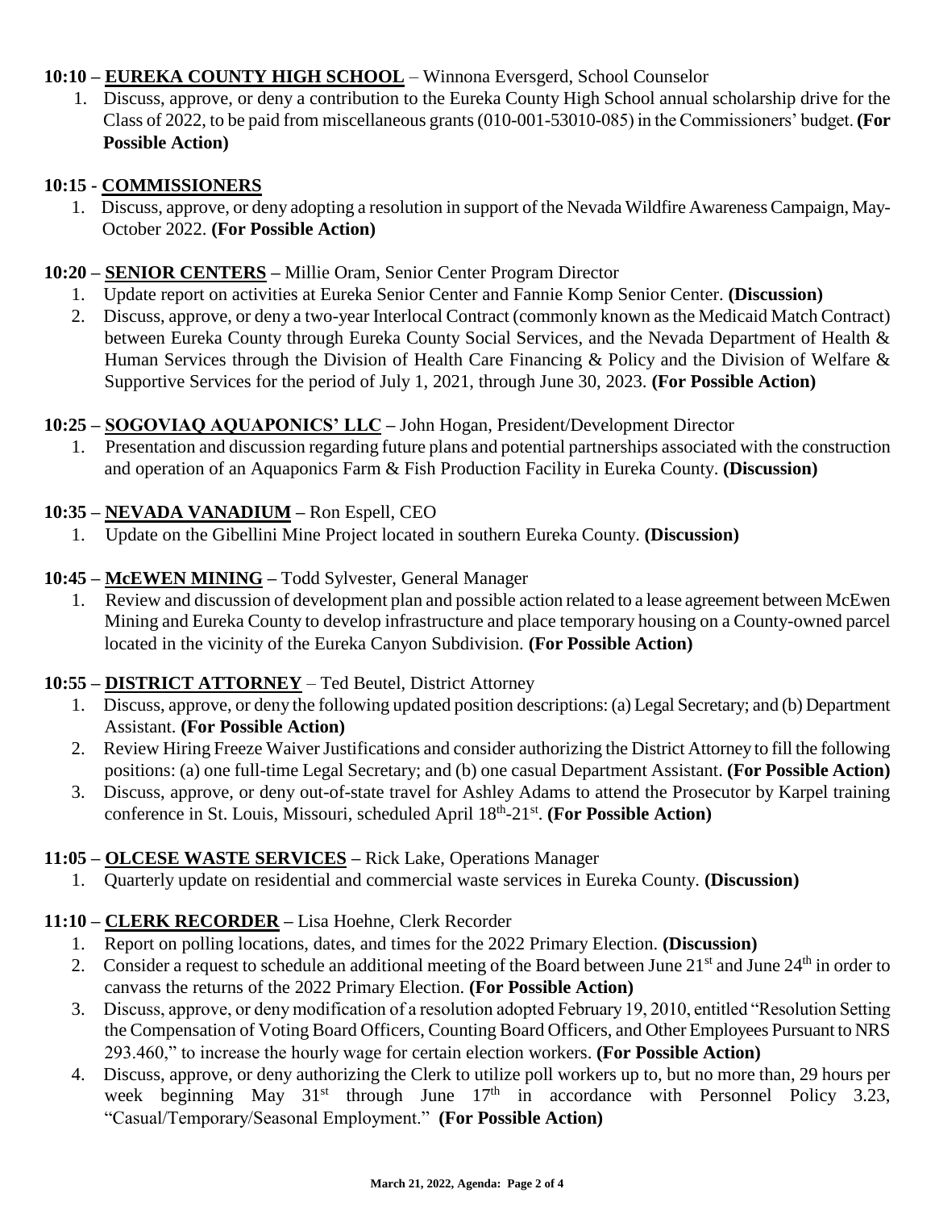**10:10 – EUREKA COUNTY HIGH SCHOOL** – Winnona Eversgerd, School Counselor

1. Discuss, approve, or deny a contribution to the Eureka County High School annual scholarship drive for the Class of 2022, to be paid from miscellaneous grants (010-001-53010-085) in the Commissioners' budget. **(For Possible Action)**

**10:15 - COMMISSIONERS**

1. Discuss, approve, or deny adopting a resolution in support of the Nevada Wildfire Awareness Campaign, May-October 2022. **(For Possible Action)**

**10:20 – SENIOR CENTERS –** Millie Oram, Senior Center Program Director

1. Update report on activities at Eureka Senior Center and Fannie Komp Senior Center. **(Discussion)**
2. Discuss, approve, or deny a two-year Interlocal Contract (commonly known as the Medicaid Match Contract) between Eureka County through Eureka County Social Services, and the Nevada Department of Health & Human Services through the Division of Health Care Financing & Policy and the Division of Welfare & Supportive Services for the period of July 1, 2021, through June 30, 2023. **(For Possible Action)**

**10:25 – SOGOVIAQ AQUAPONICS' LLC –** John Hogan, President/Development Director

1. Presentation and discussion regarding future plans and potential partnerships associated with the construction and operation of an Aquaponics Farm & Fish Production Facility in Eureka County. **(Discussion)**

**10:35 – NEVADA VANADIUM –** Ron Espell, CEO

1. Update on the Gibellini Mine Project located in southern Eureka County. **(Discussion)**

**10:45 – McEWEN MINING –** Todd Sylvester, General Manager

1. Review and discussion of development plan and possible action related to a lease agreement between McEwen Mining and Eureka County to develop infrastructure and place temporary housing on a County-owned parcel located in the vicinity of the Eureka Canyon Subdivision. **(For Possible Action)**

**10:55 – DISTRICT ATTORNEY** – Ted Beutel, District Attorney

1. Discuss, approve, or deny the following updated position descriptions: (a) Legal Secretary; and (b) Department Assistant. **(For Possible Action)**
2. Review Hiring Freeze Waiver Justifications and consider authorizing the District Attorney to fill the following positions: (a) one full-time Legal Secretary; and (b) one casual Department Assistant. **(For Possible Action)**
3. Discuss, approve, or deny out-of-state travel for Ashley Adams to attend the Prosecutor by Karpel training conference in St. Louis, Missouri, scheduled April 18th-21st. **(For Possible Action)**

**11:05 – OLCESE WASTE SERVICES –** Rick Lake, Operations Manager

1. Quarterly update on residential and commercial waste services in Eureka County. **(Discussion)**

**11:10 – CLERK RECORDER –** Lisa Hoehne, Clerk Recorder

1. Report on polling locations, dates, and times for the 2022 Primary Election. **(Discussion)**
2. Consider a request to schedule an additional meeting of the Board between June 21st and June 24th in order to canvass the returns of the 2022 Primary Election. **(For Possible Action)**
3. Discuss, approve, or deny modification of a resolution adopted February 19, 2010, entitled "Resolution Setting the Compensation of Voting Board Officers, Counting Board Officers, and Other Employees Pursuant to NRS 293.460," to increase the hourly wage for certain election workers. **(For Possible Action)**
4. Discuss, approve, or deny authorizing the Clerk to utilize poll workers up to, but no more than, 29 hours per week beginning May 31st through June 17th in accordance with Personnel Policy 3.23, "Casual/Temporary/Seasonal Employment." **(For Possible Action)**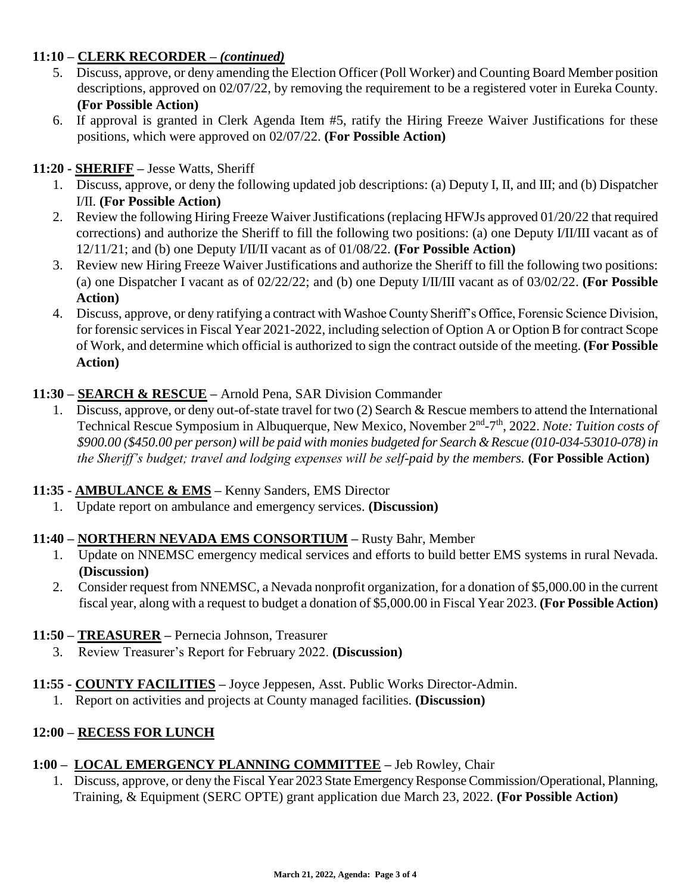**11:10 – CLERK RECORDER – *(continued)***

5. Discuss, approve, or deny amending the Election Officer (Poll Worker) and Counting Board Member position descriptions, approved on 02/07/22, by removing the requirement to be a registered voter in Eureka County. **(For Possible Action)**
6. If approval is granted in Clerk Agenda Item #5, ratify the Hiring Freeze Waiver Justifications for these positions, which were approved on 02/07/22. **(For Possible Action)**

**11:20 - SHERIFF** – Jesse Watts, Sheriff

1. Discuss, approve, or deny the following updated job descriptions: (a) Deputy I, II, and III; and (b) Dispatcher I/II. **(For Possible Action)**
2. Review the following Hiring Freeze Waiver Justifications (replacing HFWJs approved 01/20/22 that required corrections) and authorize the Sheriff to fill the following two positions: (a) one Deputy I/II/III vacant as of 12/11/21; and (b) one Deputy I/II/II vacant as of 01/08/22. **(For Possible Action)**
3. Review new Hiring Freeze Waiver Justifications and authorize the Sheriff to fill the following two positions: (a) one Dispatcher I vacant as of 02/22/22; and (b) one Deputy I/II/III vacant as of 03/02/22. **(For Possible Action)**
4. Discuss, approve, or deny ratifying a contract with Washoe County Sheriff's Office, Forensic Science Division, for forensic services in Fiscal Year 2021-2022, including selection of Option A or Option B for contract Scope of Work, and determine which official is authorized to sign the contract outside of the meeting. **(For Possible Action)**

**11:30 – SEARCH & RESCUE** – Arnold Pena, SAR Division Commander

1. Discuss, approve, or deny out-of-state travel for two (2) Search & Rescue members to attend the International Technical Rescue Symposium in Albuquerque, New Mexico, November 2nd-7th, 2022. *Note: Tuition costs of $900.00 ($450.00 per person) will be paid with monies budgeted for Search & Rescue (010-034-53010-078) in the Sheriff's budget; travel and lodging expenses will be self-paid by the members.* **(For Possible Action)**

**11:35 - AMBULANCE & EMS** – Kenny Sanders, EMS Director

1. Update report on ambulance and emergency services. **(Discussion)**

**11:40 – NORTHERN NEVADA EMS CONSORTIUM** – Rusty Bahr, Member

1. Update on NNEMSC emergency medical services and efforts to build better EMS systems in rural Nevada. **(Discussion)**
2. Consider request from NNEMSC, a Nevada nonprofit organization, for a donation of $5,000.00 in the current fiscal year, along with a request to budget a donation of $5,000.00 in Fiscal Year 2023. **(For Possible Action)**

**11:50 – TREASURER** – Pernecia Johnson, Treasurer

3. Review Treasurer's Report for February 2022. **(Discussion)**

**11:55 - COUNTY FACILITIES** – Joyce Jeppesen, Asst. Public Works Director-Admin.

1. Report on activities and projects at County managed facilities. **(Discussion)**

**12:00 – RECESS FOR LUNCH**

**1:00 – LOCAL EMERGENCY PLANNING COMMITTEE** – Jeb Rowley, Chair

1. Discuss, approve, or deny the Fiscal Year 2023 State Emergency Response Commission/Operational, Planning, Training, & Equipment (SERC OPTE) grant application due March 23, 2022. **(For Possible Action)**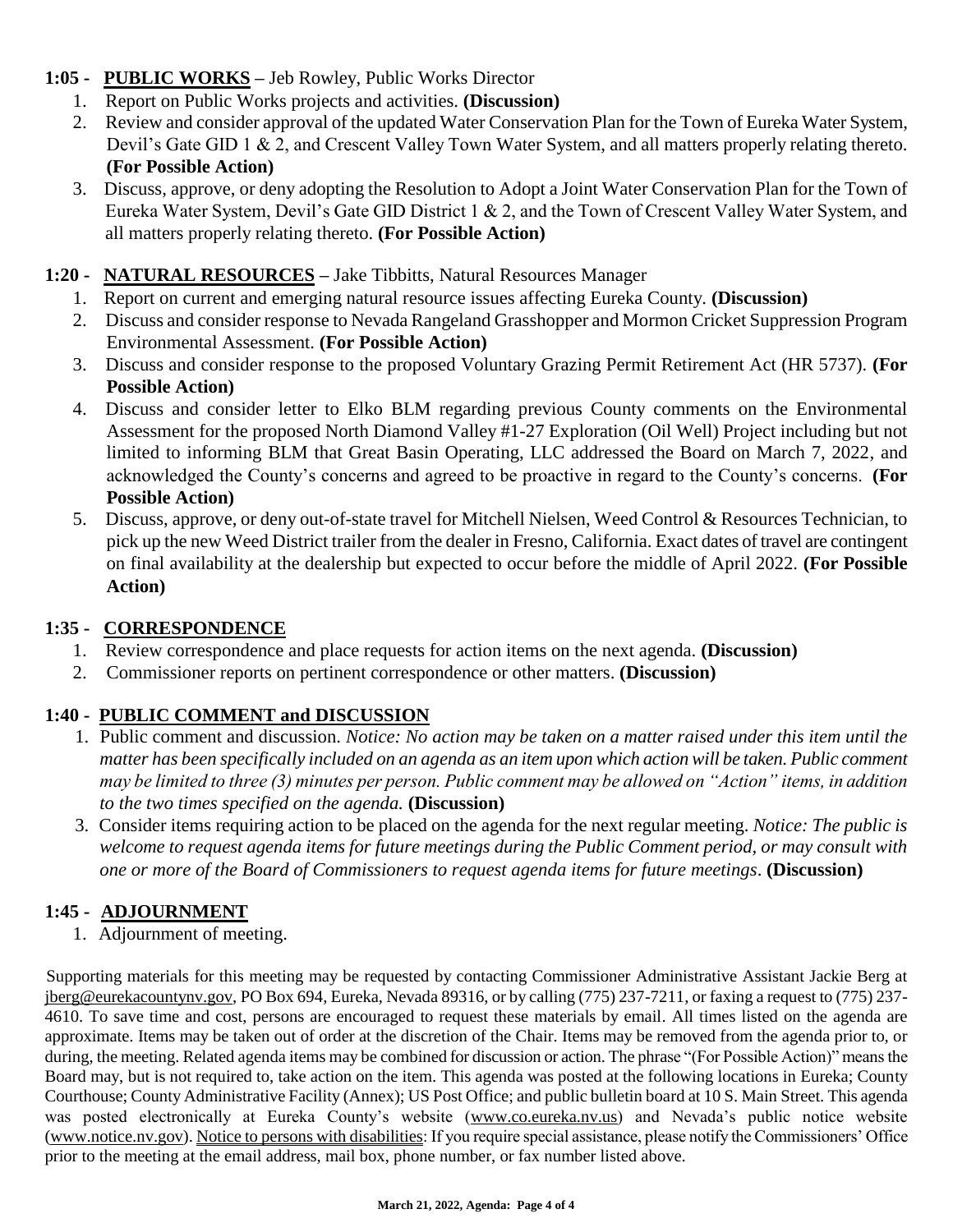**1:05 - PUBLIC WORKS** – Jeb Rowley, Public Works Director

1. Report on Public Works projects and activities. **(Discussion)**
2. Review and consider approval of the updated Water Conservation Plan for the Town of Eureka Water System, Devil's Gate GID 1 & 2, and Crescent Valley Town Water System, and all matters properly relating thereto. **(For Possible Action)**
3. Discuss, approve, or deny adopting the Resolution to Adopt a Joint Water Conservation Plan for the Town of Eureka Water System, Devil's Gate GID District 1 & 2, and the Town of Crescent Valley Water System, and all matters properly relating thereto. **(For Possible Action)**

**1:20 - NATURAL RESOURCES** – Jake Tibbitts, Natural Resources Manager

1. Report on current and emerging natural resource issues affecting Eureka County. **(Discussion)**
2. Discuss and consider response to Nevada Rangeland Grasshopper and Mormon Cricket Suppression Program Environmental Assessment. **(For Possible Action)**
3. Discuss and consider response to the proposed Voluntary Grazing Permit Retirement Act (HR 5737). **(For Possible Action)**
4. Discuss and consider letter to Elko BLM regarding previous County comments on the Environmental Assessment for the proposed North Diamond Valley #1-27 Exploration (Oil Well) Project including but not limited to informing BLM that Great Basin Operating, LLC addressed the Board on March 7, 2022, and acknowledged the County's concerns and agreed to be proactive in regard to the County's concerns. **(For Possible Action)**
5. Discuss, approve, or deny out-of-state travel for Mitchell Nielsen, Weed Control & Resources Technician, to pick up the new Weed District trailer from the dealer in Fresno, California. Exact dates of travel are contingent on final availability at the dealership but expected to occur before the middle of April 2022. **(For Possible Action)**

**1:35 - CORRESPONDENCE**

1. Review correspondence and place requests for action items on the next agenda. **(Discussion)**
2. Commissioner reports on pertinent correspondence or other matters. **(Discussion)**

**1:40 - PUBLIC COMMENT and DISCUSSION**

1. Public comment and discussion. *Notice: No action may be taken on a matter raised under this item until the matter has been specifically included on an agenda as an item upon which action will be taken. Public comment may be limited to three (3) minutes per person. Public comment may be allowed on "Action" items, in addition to the two times specified on the agenda.* **(Discussion)**
3. Consider items requiring action to be placed on the agenda for the next regular meeting. *Notice: The public is welcome to request agenda items for future meetings during the Public Comment period, or may consult with one or more of the Board of Commissioners to request agenda items for future meetings*. **(Discussion)**

**1:45 - ADJOURNMENT**

1. Adjournment of meeting.

Supporting materials for this meeting may be requested by contacting Commissioner Administrative Assistant Jackie Berg at jberg@eurekacountynv.gov, PO Box 694, Eureka, Nevada 89316, or by calling (775) 237-7211, or faxing a request to (775) 237-4610. To save time and cost, persons are encouraged to request these materials by email. All times listed on the agenda are approximate. Items may be taken out of order at the discretion of the Chair. Items may be removed from the agenda prior to, or during, the meeting. Related agenda items may be combined for discussion or action. The phrase "(For Possible Action)" means the Board may, but is not required to, take action on the item. This agenda was posted at the following locations in Eureka; County Courthouse; County Administrative Facility (Annex); US Post Office; and public bulletin board at 10 S. Main Street. This agenda was posted electronically at Eureka County's website (www.co.eureka.nv.us) and Nevada's public notice website (www.notice.nv.gov). Notice to persons with disabilities: If you require special assistance, please notify the Commissioners' Office prior to the meeting at the email address, mail box, phone number, or fax number listed above.